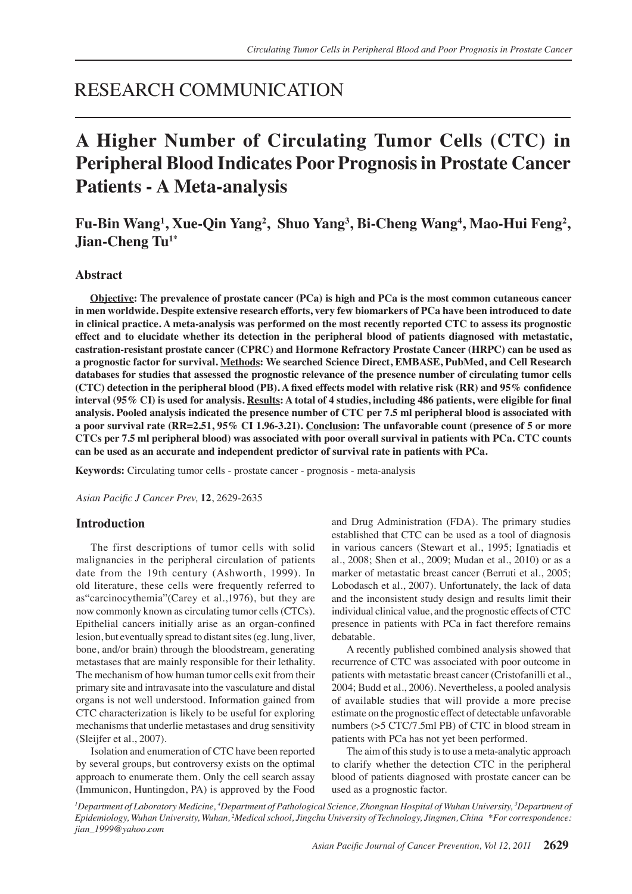RESEARCH COMMUNICATION

# A Higher Number of Circulating Tumor Cells (CTC) in Peripheral Blood Indicates Poor Prognosis in Prostate Cancer Patients - A Meta-analysis

**Fu-Bin Wang[1], Xue-Qin Yang[2], Shuo Yang[3], Bi-Cheng Wang[4], Mao-Hui Feng[2], Jian-Cheng Tu[1*]**

## Abstract

**Objective: The prevalence of prostate cancer (PCa) is high and PCa is the most common cutaneous cancer in men worldwide. Despite extensive research efforts, very few biomarkers of PCa have been introduced to date in clinical practice. A meta-analysis was performed on the most recently reported CTC to assess its prognostic effect and to elucidate whether its detection in the peripheral blood of patients diagnosed with metastatic, castration-resistant prostate cancer (CPRC) and Hormone Refractory Prostate Cancer (HRPC) can be used as a prognostic factor for survival. Methods: We searched Science Direct, EMBASE, PubMed, and Cell Research databases for studies that assessed the prognostic relevance of the presence number of circulating tumor cells (CTC) detection in the peripheral blood (PB). A fixed effects model with relative risk (RR) and 95% confidence interval (95% CI) is used for analysis. Results: A total of 4 studies, including 486 patients, were eligible for final analysis. Pooled analysis indicated the presence number of CTC per 7.5 ml peripheral blood is associated with a poor survival rate (RR=2.51, 95% CI 1.96-3.21). Conclusion: The unfavorable count (presence of 5 or more CTCs per 7.5 ml peripheral blood) was associated with poor overall survival in patients with PCa. CTC counts can be used as an accurate and independent predictor of survival rate in patients with PCa.**

**Keywords:** Circulating tumor cells - prostate cancer - prognosis - meta-analysis

*Asian Pacific J Cancer Prev,* **12**, 2629-2635

## Introduction

The first descriptions of tumor cells with solid malignancies in the peripheral circulation of patients date from the 19th century (Ashworth, 1999). In old literature, these cells were frequently referred to as"carcinocythemia"(Carey et al.,1976), but they are now commonly known as circulating tumor cells (CTCs). Epithelial cancers initially arise as an organ-confined lesion, but eventually spread to distant sites (eg. lung, liver, bone, and/or brain) through the bloodstream, generating metastases that are mainly responsible for their lethality. The mechanism of how human tumor cells exit from their primary site and intravasate into the vasculature and distal organs is not well understood. Information gained from CTC characterization is likely to be useful for exploring mechanisms that underlie metastases and drug sensitivity (Sleijfer et al., 2007).

Isolation and enumeration of CTC have been reported by several groups, but controversy exists on the optimal approach to enumerate them. Only the cell search assay (Immunicon, Huntingdon, PA) is approved by the Food and Drug Administration (FDA). The primary studies established that CTC can be used as a tool of diagnosis in various cancers (Stewart et al., 1995; Ignatiadis et al., 2008; Shen et al., 2009; Mudan et al., 2010) or as a marker of metastatic breast cancer (Berruti et al., 2005; Lobodasch et al., 2007). Unfortunately, the lack of data and the inconsistent study design and results limit their individual clinical value, and the prognostic effects of CTC presence in patients with PCa in fact therefore remains debatable.

A recently published combined analysis showed that recurrence of CTC was associated with poor outcome in patients with metastatic breast cancer (Cristofanilli et al., 2004; Budd et al., 2006). Nevertheless, a pooled analysis of available studies that will provide a more precise estimate on the prognostic effect of detectable unfavorable numbers (>5 CTC/7.5ml PB) of CTC in blood stream in patients with PCa has not yet been performed.

The aim of this study is to use a meta-analytic approach to clarify whether the detection CTC in the peripheral blood of patients diagnosed with prostate cancer can be used as a prognostic factor.

[1]Department of Laboratory Medicine, [4]Department of Pathological Science, Zhongnan Hospital of Wuhan University, [3]Department of Epidemiology, Wuhan University, Wuhan, [2]Medical school, Jingchu University of Technology, Jingmen, China *For correspondence: jian_1999@yahoo.com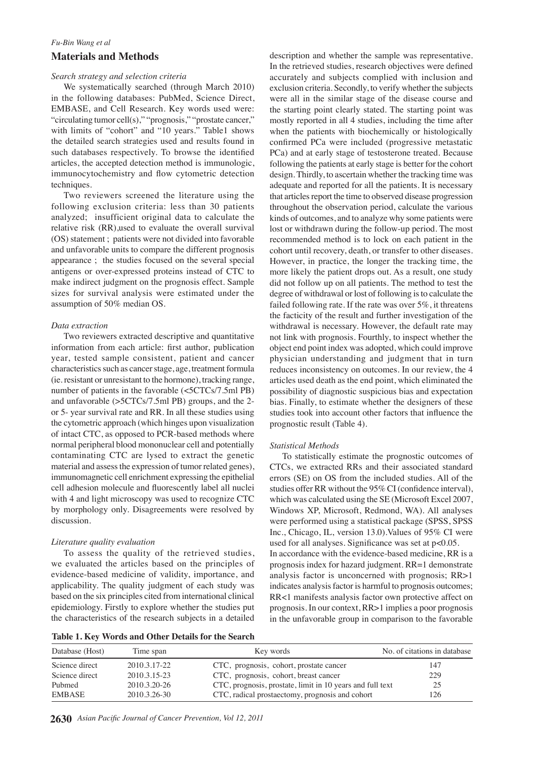## Materials and Methods

*Search strategy and selection criteria*

We systematically searched (through March 2010) in the following databases: PubMed, Science Direct, EMBASE, and Cell Research. Key words used were: "circulating tumor cell(s)," "prognosis," "prostate cancer," with limits of "cohort" and "10 years." Table1 shows the detailed search strategies used and results found in such databases respectively. To browse the identified articles, the accepted detection method is immunologic, immunocytochemistry and flow cytometric detection techniques.

Two reviewers screened the literature using the following exclusion criteria: less than 30 patients analyzed; insufficient original data to calculate the relative risk (RR),used to evaluate the overall survival (OS) statement ; patients were not divided into favorable and unfavorable units to compare the different prognosis appearance ; the studies focused on the several special antigens or over-expressed proteins instead of CTC to make indirect judgment on the prognosis effect. Sample sizes for survival analysis were estimated under the assumption of 50% median OS.

*Data extraction*

Two reviewers extracted descriptive and quantitative information from each article: first author, publication year, tested sample consistent, patient and cancer characteristics such as cancer stage, age, treatment formula (ie. resistant or unresistant to the hormone), tracking range, number of patients in the favorable (<5CTCs/7.5ml PB) and unfavorable (>5CTCs/7.5ml PB) groups, and the 2- or 5- year survival rate and RR. In all these studies using the cytometric approach (which hinges upon visualization of intact CTC, as opposed to PCR-based methods where normal peripheral blood mononuclear cell and potentially contaminating CTC are lysed to extract the genetic material and assess the expression of tumor related genes), immunomagnetic cell enrichment expressing the epithelial cell adhesion molecule and fluorescently label all nuclei with 4 and light microscopy was used to recognize CTC by morphology only. Disagreements were resolved by discussion.

*Literature quality evaluation*

To assess the quality of the retrieved studies, we evaluated the articles based on the principles of evidence-based medicine of validity, importance, and applicability. The quality judgment of each study was based on the six principles cited from international clinical epidemiology. Firstly to explore whether the studies put the characteristics of the research subjects in a detailed description and whether the sample was representative. In the retrieved studies, research objectives were defined accurately and subjects complied with inclusion and exclusion criteria. Secondly, to verify whether the subjects were all in the similar stage of the disease course and the starting point clearly stated. The starting point was mostly reported in all 4 studies, including the time after when the patients with biochemically or histologically confirmed PCa were included (progressive metastatic PCa) and at early stage of testosterone treated. Because following the patients at early stage is better for the cohort design. Thirdly, to ascertain whether the tracking time was adequate and reported for all the patients. It is necessary that articles report the time to observed disease progression throughout the observation period, calculate the various kinds of outcomes, and to analyze why some patients were lost or withdrawn during the follow-up period. The most recommended method is to lock on each patient in the cohort until recovery, death, or transfer to other diseases. However, in practice, the longer the tracking time, the more likely the patient drops out. As a result, one study did not follow up on all patients. The method to test the degree of withdrawal or lost of following is to calculate the failed following rate. If the rate was over 5%, it threatens the facticity of the result and further investigation of the withdrawal is necessary. However, the default rate may not link with prognosis. Fourthly, to inspect whether the object end point index was adopted, which could improve physician understanding and judgment that in turn reduces inconsistency on outcomes. In our review, the 4 articles used death as the end point, which eliminated the possibility of diagnostic suspicious bias and expectation bias. Finally, to estimate whether the designers of these studies took into account other factors that influence the prognostic result (Table 4).

*Statistical Methods*

To statistically estimate the prognostic outcomes of CTCs, we extracted RRs and their associated standard errors (SE) on OS from the included studies. All of the studies offer RR without the 95% CI (confidence interval), which was calculated using the SE (Microsoft Excel 2007, Windows XP, Microsoft, Redmond, WA). All analyses were performed using a statistical package (SPSS, SPSS Inc., Chicago, IL, version 13.0).Values of 95% CI were used for all analyses. Significance was set at $p<0.05$.

In accordance with the evidence-based medicine, RR is a prognosis index for hazard judgment. RR=1 demonstrate analysis factor is unconcerned with prognosis; RR>1 indicates analysis factor is harmful to prognosis outcomes; RR<1 manifests analysis factor own protective affect on prognosis. In our context, RR>1 implies a poor prognosis in the unfavorable group in comparison to the favorable

**Table 1. Key Words and Other Details for the Search**

| Database (Host) | Time span | Key words | No. of citations in database |
|---|---|---|---|
| Science direct | 2010.3.17-22 | CTC, prognosis, cohort, prostate cancer | 147 |
| Science direct | 2010.3.15-23 | CTC, prognosis, cohort, breast cancer | 229 |
| Pubmed | 2010.3.20-26 | CTC, prognosis, prostate, limit in 10 years and full text | 25 |
| EMBASE | 2010.3.26-30 | CTC, radical prostaectomy, prognosis and cohort | 126 |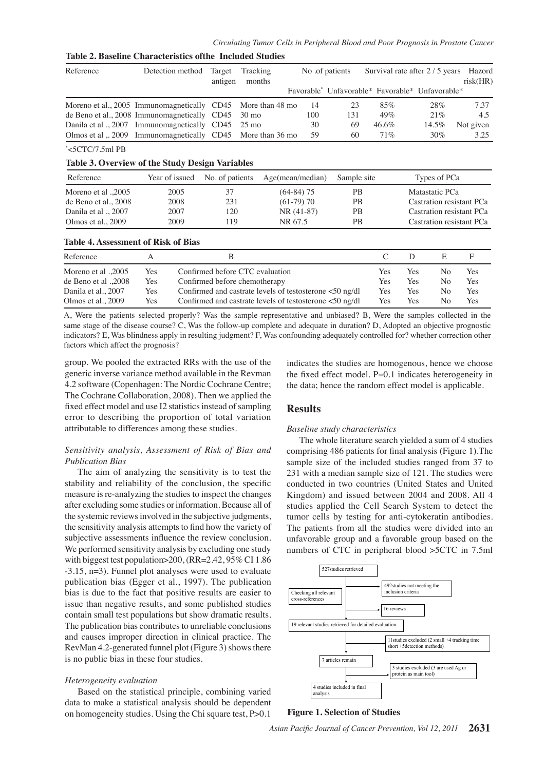**Table 2. Baseline Characteristics ofthe Included Studies**

| Reference | Detection method | Target antigen | Tracking months | No .of patients | | Survival rate after 2 / 5 years | | Hazord risk(HR) |
|---|---|---|---|---|---|---|---|---|
| | | | | Favorable* | Unfavorable* | Favorable* | Unfavorable* | |
| Moreno et al., 2005 | Immunomagnetically | CD45 | More than 48 mo | 14 | 23 | 85% | 28% | 7.37 |
| de Beno et al., 2008 | Immunomagnetically | CD45 | 30 mo | 100 | 131 | 49% | 21% | 4.5 |
| Danila et al ., 2007 | Immunomagnetically | CD45 | 25 mo | 30 | 69 | 46.6% | 14.5% | Not given |
| Olmos et al ,. 2009 | Immunomagnetically | CD45 | More than 36 mo | 59 | 60 | 71% | 30% | 3.25 |

*<5CTC/7.5ml PB

**Table 3. Overview of the Study Design Variables**

| Reference | Year of issued | No. of patients | Age(mean/median) | Sample site | Types of PCa |
|---|---|---|---|---|---|
| Moreno et al .,2005 | 2005 | 37 | (64-84) 75 | PB | Matastatic PCa |
| de Beno et al., 2008 | 2008 | 231 | (61-79) 70 | PB | Castration resistant PCa |
| Danila et al ., 2007 | 2007 | 120 | NR (41-87) | PB | Castration resistant PCa |
| Olmos et al., 2009 | 2009 | 119 | NR 67.5 | PB | Castration resistant PCa |

**Table 4. Assessment of Risk of Bias**

| Reference | A | B | C | D | E | F |
|---|---|---|---|---|---|---|
| Moreno et al .,2005 | Yes | Confirmed before CTC evaluation | Yes | Yes | No | Yes |
| de Beno et al .,2008 | Yes | Confirmed before chemotherapy | Yes | Yes | No | Yes |
| Danila et al., 2007 | Yes | Confirmed and castrate levels of testosterone <50 ng/dl | Yes | Yes | No | Yes |
| Olmos et al., 2009 | Yes | Confirmed and castrate levels of testosterone <50 ng/dl | Yes | Yes | No | Yes |

A, Were the patients selected properly? Was the sample representative and unbiased? B, Were the samples collected in the same stage of the disease course? C, Was the follow-up complete and adequate in duration? D, Adopted an objective prognostic indicators? E, Was blindness apply in resulting judgment? F, Was confounding adequately controlled for? whether correction other factors which affect the prognosis?

group. We pooled the extracted RRs with the use of the generic inverse variance method available in the Revman 4.2 software (Copenhagen: The Nordic Cochrane Centre; The Cochrane Collaboration, 2008). Then we applied the fixed effect model and use I2 statistics instead of sampling error to describing the proportion of total variation attributable to differences among these studies.

### *Sensitivity analysis, Assessment of Risk of Bias and Publication Bias*

The aim of analyzing the sensitivity is to test the stability and reliability of the conclusion, the specific measure is re-analyzing the studies to inspect the changes after excluding some studies or information. Because all of the systemic reviews involved in the subjective judgments, the sensitivity analysis attempts to find how the variety of subjective assessments influence the review conclusion. We performed sensitivity analysis by excluding one study with biggest test population>200, (RR=2.42, 95% CI 1.86 -3.15, n=3). Funnel plot analyses were used to evaluate publication bias (Egger et al., 1997). The publication bias is due to the fact that positive results are easier to issue than negative results, and some published studies contain small test populations but show dramatic results. The publication bias contributes to unreliable conclusions and causes improper direction in clinical practice. The RevMan 4.2-generated funnel plot (Figure 3) shows there is no public bias in these four studies.

### *Heterogeneity evaluation*

Based on the statistical principle, combining varied data to make a statistical analysis should be dependent on homogeneity studies. Using the Chi square test, P>0.1 indicates the studies are homogenous, hence we choose the fixed effect model. P=0.1 indicates heterogeneity in the data; hence the random effect model is applicable.

## Results

### *Baseline study characteristics*

The whole literature search yielded a sum of 4 studies comprising 486 patients for final analysis (Figure 1).The sample size of the included studies ranged from 37 to 231 with a median sample size of 121. The studies were conducted in two countries (United States and United Kingdom) and issued between 2004 and 2008. All 4 studies applied the Cell Search System to detect the tumor cells by testing for anti-cytokeratin antibodies. The patients from all the studies were divided into an unfavorable group and a favorable group based on the numbers of CTC in peripheral blood >5CTC in 7.5ml

527studies retrieved → 492studies not meeting the inclusion criteria; Checking all relevant cross-references; 16 reviews → 19 relevant studies retrieved for detailed evaluation → 11studies excluded (2 small +4 tracking time short +5detection methods) → 7 articles remain → 3 studies excluded (3 are used Ag or protein as main tool) → 4 studies included in final analysis

**Figure 1. Selection of Studies**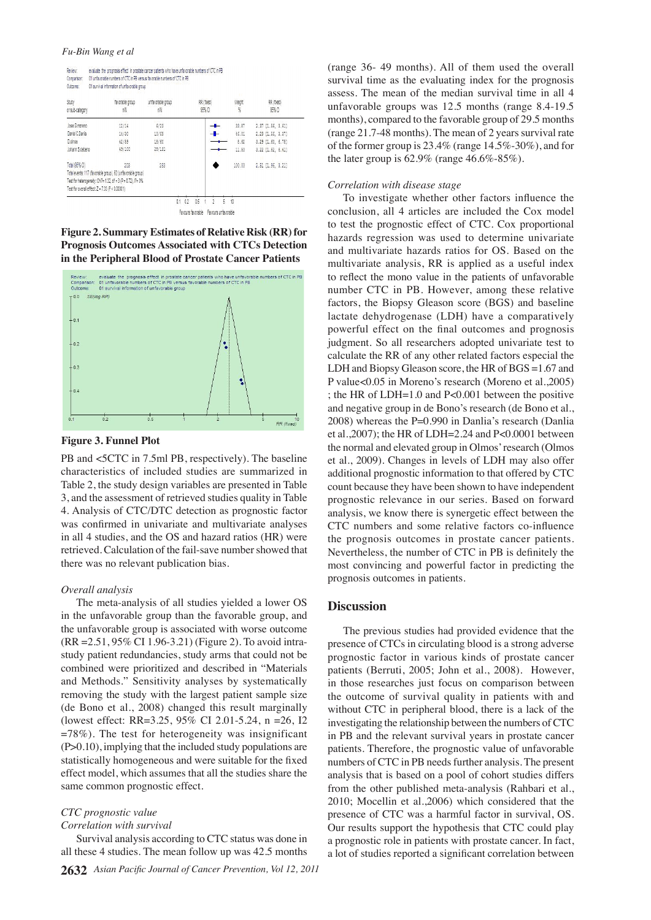| Study or sub-category | favorable group n/N | unfavorable group n/N | RR (fixed) 95% CI | Weight % | RR (fixed) 95% CI |
|---|---|---|---|---|---|
| Jose G.moreno | 13/14 | 6/29 | | 33.67 | 2.37 [1.55, 3.62] |
| Daniel C.Danila | 14/30 | 13/68 | | 45.01 | 2.23 [1.16, 3.57] |
| D.olmos | 42/59 | 18/62 | | 9.62 | 3.29 [1.60, 6.75] |
| Johann S.debono | 49/100 | 29/133 | | 11.60 | 3.22 [1.62, 6.41] |
| Total (95% CI) | 203 | 283 | | 100.00 | 2.51 [1.96, 3.21] |

Total events: 117 (favorable group), 62 (unfavorable group)
Test for heterogeneity: Chi² = 1.32, df = 3 (P = 0.72), I² = 0%
Test for overall effect: Z = 7.33 (P < 0.00001)

**Figure 2. Summary Estimates of Relative Risk (RR) for Prognosis Outcomes Associated with CTCs Detection in the Peripheral Blood of Prostate Cancer Patients**

**Figure 3. Funnel Plot**

PB and <5CTC in 7.5ml PB, respectively). The baseline characteristics of included studies are summarized in Table 2, the study design variables are presented in Table 3, and the assessment of retrieved studies quality in Table 4. Analysis of CTC/DTC detection as prognostic factor was confirmed in univariate and multivariate analyses in all 4 studies, and the OS and hazard ratios (HR) were retrieved. Calculation of the fail-save number showed that there was no relevant publication bias.

*Overall analysis*

The meta-analysis of all studies yielded a lower OS in the unfavorable group than the favorable group, and the unfavorable group is associated with worse outcome (RR =2.51, 95% CI 1.96-3.21) (Figure 2). To avoid intra-study patient redundancies, study arms that could not be combined were prioritized and described in "Materials and Methods." Sensitivity analyses by systematically removing the study with the largest patient sample size (de Bono et al., 2008) changed this result marginally (lowest effect: RR=3.25, 95% CI 2.01-5.24, n =26, I2 =78%). The test for heterogeneity was insignificant (P>0.10), implying that the included study populations are statistically homogeneous and were suitable for the fixed effect model, which assumes that all the studies share the same common prognostic effect.

*CTC prognostic value*

*Correlation with survival*

Survival analysis according to CTC status was done in all these 4 studies. The mean follow up was 42.5 months (range 36- 49 months). All of them used the overall survival time as the evaluating index for the prognosis assess. The mean of the median survival time in all 4 unfavorable groups was 12.5 months (range 8.4-19.5 months), compared to the favorable group of 29.5 months (range 21.7-48 months). The mean of 2 years survival rate of the former group is 23.4% (range 14.5%-30%), and for the later group is 62.9% (range 46.6%-85%).

*Correlation with disease stage*

To investigate whether other factors influence the conclusion, all 4 articles are included the Cox model to test the prognostic effect of CTC. Cox proportional hazards regression was used to determine univariate and multivariate hazards ratios for OS. Based on the multivariate analysis, RR is applied as a useful index to reflect the mono value in the patients of unfavorable number CTC in PB. However, among these relative factors, the Biopsy Gleason score (BGS) and baseline lactate dehydrogenase (LDH) have a comparatively powerful effect on the final outcomes and prognosis judgment. So all researchers adopted univariate test to calculate the RR of any other related factors especial the LDH and Biopsy Gleason score, the HR of BGS =1.67 and P value<0.05 in Moreno's research (Moreno et al.,2005) ; the HR of LDH=1.0 and P<0.001 between the positive and negative group in de Bono's research (de Bono et al., 2008) whereas the P=0.990 in Danlia's research (Danlia et al.,2007); the HR of LDH=2.24 and P<0.0001 between the normal and elevated group in Olmos' research (Olmos et al., 2009). Changes in levels of LDH may also offer additional prognostic information to that offered by CTC count because they have been shown to have independent prognostic relevance in our series. Based on forward analysis, we know there is synergetic effect between the CTC numbers and some relative factors co-influence the prognosis outcomes in prostate cancer patients. Nevertheless, the number of CTC in PB is definitely the most convincing and powerful factor in predicting the prognosis outcomes in patients.

## Discussion

The previous studies had provided evidence that the presence of CTCs in circulating blood is a strong adverse prognostic factor in various kinds of prostate cancer patients (Berruti, 2005; John et al., 2008). However, in those researches just focus on comparison between the outcome of survival quality in patients with and without CTC in peripheral blood, there is a lack of the investigating the relationship between the numbers of CTC in PB and the relevant survival years in prostate cancer patients. Therefore, the prognostic value of unfavorable numbers of CTC in PB needs further analysis. The present analysis that is based on a pool of cohort studies differs from the other published meta-analysis (Rahbari et al., 2010; Mocellin et al.,2006) which considered that the presence of CTC was a harmful factor in survival, OS. Our results support the hypothesis that CTC could play a prognostic role in patients with prostate cancer. In fact, a lot of studies reported a significant correlation between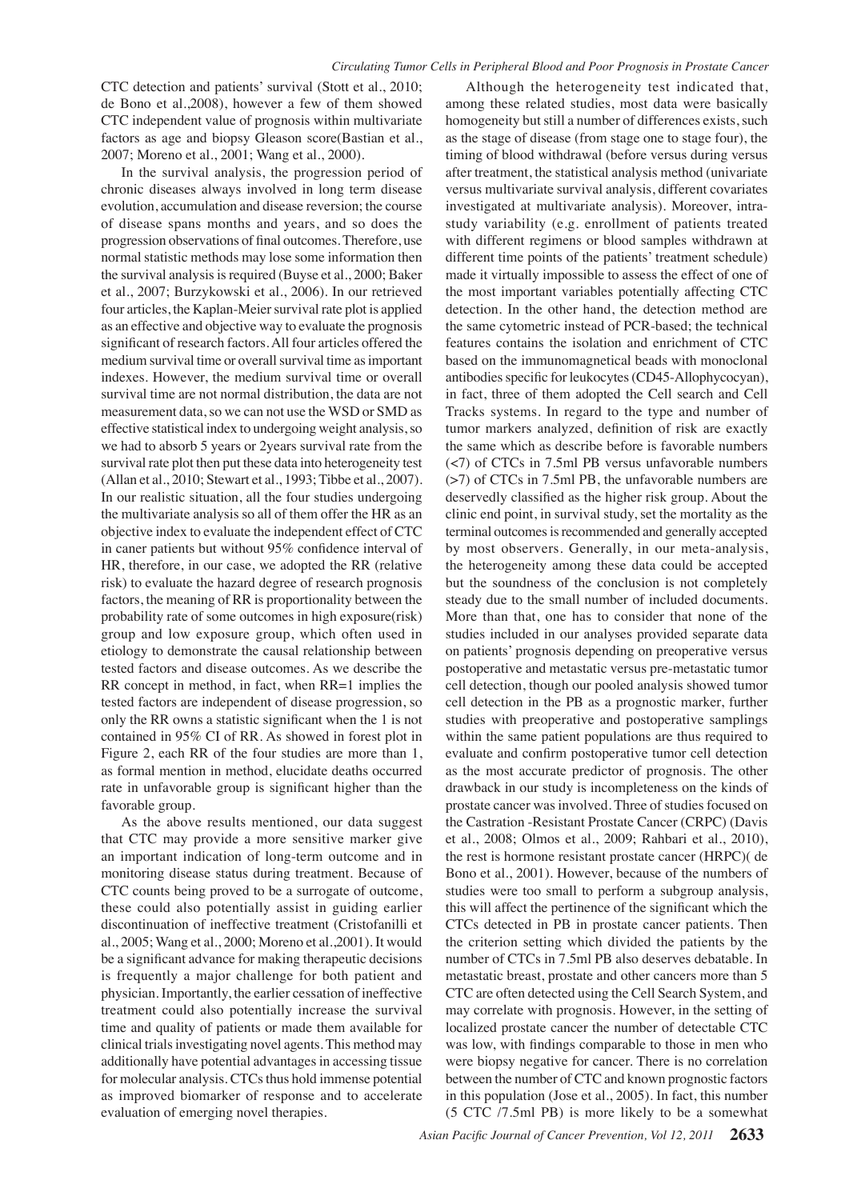CTC detection and patients' survival (Stott et al., 2010; de Bono et al.,2008), however a few of them showed CTC independent value of prognosis within multivariate factors as age and biopsy Gleason score(Bastian et al., 2007; Moreno et al., 2001; Wang et al., 2000).

In the survival analysis, the progression period of chronic diseases always involved in long term disease evolution, accumulation and disease reversion; the course of disease spans months and years, and so does the progression observations of final outcomes. Therefore, use normal statistic methods may lose some information then the survival analysis is required (Buyse et al., 2000; Baker et al., 2007; Burzykowski et al., 2006). In our retrieved four articles, the Kaplan-Meier survival rate plot is applied as an effective and objective way to evaluate the prognosis significant of research factors. All four articles offered the medium survival time or overall survival time as important indexes. However, the medium survival time or overall survival time are not normal distribution, the data are not measurement data, so we can not use the WSD or SMD as effective statistical index to undergoing weight analysis, so we had to absorb 5 years or 2years survival rate from the survival rate plot then put these data into heterogeneity test (Allan et al., 2010; Stewart et al., 1993; Tibbe et al., 2007). In our realistic situation, all the four studies undergoing the multivariate analysis so all of them offer the HR as an objective index to evaluate the independent effect of CTC in caner patients but without 95% confidence interval of HR, therefore, in our case, we adopted the RR (relative risk) to evaluate the hazard degree of research prognosis factors, the meaning of RR is proportionality between the probability rate of some outcomes in high exposure(risk) group and low exposure group, which often used in etiology to demonstrate the causal relationship between tested factors and disease outcomes. As we describe the RR concept in method, in fact, when RR=1 implies the tested factors are independent of disease progression, so only the RR owns a statistic significant when the 1 is not contained in 95% CI of RR. As showed in forest plot in Figure 2, each RR of the four studies are more than 1, as formal mention in method, elucidate deaths occurred rate in unfavorable group is significant higher than the favorable group.

As the above results mentioned, our data suggest that CTC may provide a more sensitive marker give an important indication of long-term outcome and in monitoring disease status during treatment. Because of CTC counts being proved to be a surrogate of outcome, these could also potentially assist in guiding earlier discontinuation of ineffective treatment (Cristofanilli et al., 2005; Wang et al., 2000; Moreno et al.,2001). It would be a significant advance for making therapeutic decisions is frequently a major challenge for both patient and physician. Importantly, the earlier cessation of ineffective treatment could also potentially increase the survival time and quality of patients or made them available for clinical trials investigating novel agents. This method may additionally have potential advantages in accessing tissue for molecular analysis. CTCs thus hold immense potential as improved biomarker of response and to accelerate evaluation of emerging novel therapies.

Although the heterogeneity test indicated that, among these related studies, most data were basically homogeneity but still a number of differences exists, such as the stage of disease (from stage one to stage four), the timing of blood withdrawal (before versus during versus after treatment, the statistical analysis method (univariate versus multivariate survival analysis, different covariates investigated at multivariate analysis). Moreover, intra-study variability (e.g. enrollment of patients treated with different regimens or blood samples withdrawn at different time points of the patients' treatment schedule) made it virtually impossible to assess the effect of one of the most important variables potentially affecting CTC detection. In the other hand, the detection method are the same cytometric instead of PCR-based; the technical features contains the isolation and enrichment of CTC based on the immunomagnetical beads with monoclonal antibodies specific for leukocytes (CD45-Allophycocyan), in fact, three of them adopted the Cell search and Cell Tracks systems. In regard to the type and number of tumor markers analyzed, definition of risk are exactly the same which as describe before is favorable numbers (<7) of CTCs in 7.5ml PB versus unfavorable numbers (>7) of CTCs in 7.5ml PB, the unfavorable numbers are deservedly classified as the higher risk group. About the clinic end point, in survival study, set the mortality as the terminal outcomes is recommended and generally accepted by most observers. Generally, in our meta-analysis, the heterogeneity among these data could be accepted but the soundness of the conclusion is not completely steady due to the small number of included documents. More than that, one has to consider that none of the studies included in our analyses provided separate data on patients' prognosis depending on preoperative versus postoperative and metastatic versus pre-metastatic tumor cell detection, though our pooled analysis showed tumor cell detection in the PB as a prognostic marker, further studies with preoperative and postoperative samplings within the same patient populations are thus required to evaluate and confirm postoperative tumor cell detection as the most accurate predictor of prognosis. The other drawback in our study is incompleteness on the kinds of prostate cancer was involved. Three of studies focused on the Castration -Resistant Prostate Cancer (CRPC) (Davis et al., 2008; Olmos et al., 2009; Rahbari et al., 2010), the rest is hormone resistant prostate cancer (HRPC)( de Bono et al., 2001). However, because of the numbers of studies were too small to perform a subgroup analysis, this will affect the pertinence of the significant which the CTCs detected in PB in prostate cancer patients. Then the criterion setting which divided the patients by the number of CTCs in 7.5ml PB also deserves debatable. In metastatic breast, prostate and other cancers more than 5 CTC are often detected using the Cell Search System, and may correlate with prognosis. However, in the setting of localized prostate cancer the number of detectable CTC was low, with findings comparable to those in men who were biopsy negative for cancer. There is no correlation between the number of CTC and known prognostic factors in this population (Jose et al., 2005). In fact, this number (5 CTC /7.5ml PB) is more likely to be a somewhat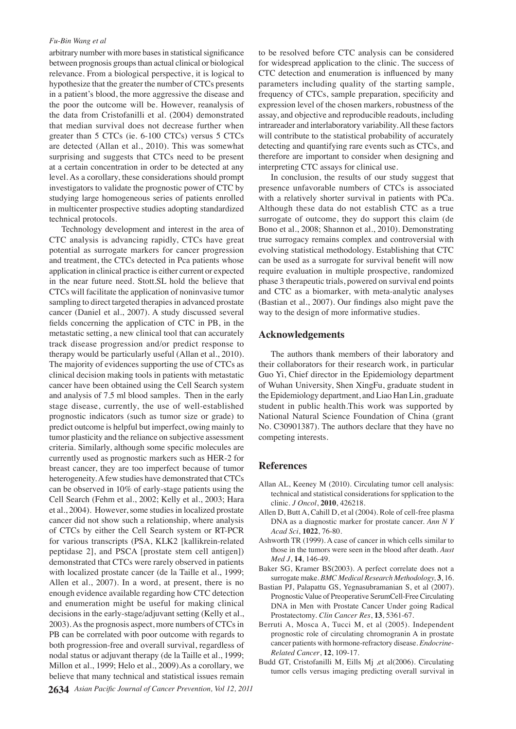arbitrary number with more bases in statistical significance between prognosis groups than actual clinical or biological relevance. From a biological perspective, it is logical to hypothesize that the greater the number of CTCs presents in a patient's blood, the more aggressive the disease and the poor the outcome will be. However, reanalysis of the data from Cristofanilli et al. (2004) demonstrated that median survival does not decrease further when greater than 5 CTCs (ie. 6-100 CTCs) versus 5 CTCs are detected (Allan et al., 2010). This was somewhat surprising and suggests that CTCs need to be present at a certain concentration in order to be detected at any level. As a corollary, these considerations should prompt investigators to validate the prognostic power of CTC by studying large homogeneous series of patients enrolled in multicenter prospective studies adopting standardized technical protocols.

Technology development and interest in the area of CTC analysis is advancing rapidly, CTCs have great potential as surrogate markers for cancer progression and treatment, the CTCs detected in Pca patients whose application in clinical practice is either current or expected in the near future need. Stott.SL hold the believe that CTCs will facilitate the application of noninvasive tumor sampling to direct targeted therapies in advanced prostate cancer (Daniel et al., 2007). A study discussed several fields concerning the application of CTC in PB, in the metastatic setting, a new clinical tool that can accurately track disease progression and/or predict response to therapy would be particularly useful (Allan et al., 2010). The majority of evidences supporting the use of CTCs as clinical decision making tools in patients with metastatic cancer have been obtained using the Cell Search system and analysis of 7.5 ml blood samples. Then in the early stage disease, currently, the use of well-established prognostic indicators (such as tumor size or grade) to predict outcome is helpful but imperfect, owing mainly to tumor plasticity and the reliance on subjective assessment criteria. Similarly, although some specific molecules are currently used as prognostic markers such as HER-2 for breast cancer, they are too imperfect because of tumor heterogeneity. A few studies have demonstrated that CTCs can be observed in 10% of early-stage patients using the Cell Search (Fehm et al., 2002; Kelly et al., 2003; Hara et al., 2004). However, some studies in localized prostate cancer did not show such a relationship, where analysis of CTCs by either the Cell Search system or RT-PCR for various transcripts (PSA, KLK2 [kallikrein-related peptidase 2], and PSCA [prostate stem cell antigen]) demonstrated that CTCs were rarely observed in patients with localized prostate cancer (de la Taille et al., 1999; Allen et al., 2007). In a word, at present, there is no enough evidence available regarding how CTC detection and enumeration might be useful for making clinical decisions in the early-stage/adjuvant setting (Kelly et al., 2003). As the prognosis aspect, more numbers of CTCs in PB can be correlated with poor outcome with regards to both progression-free and overall survival, regardless of nodal status or adjuvant therapy (de la Taille et al., 1999; Millon et al., 1999; Helo et al., 2009).As a corollary, we believe that many technical and statistical issues remain to be resolved before CTC analysis can be considered for widespread application to the clinic. The success of CTC detection and enumeration is influenced by many parameters including quality of the starting sample, frequency of CTCs, sample preparation, specificity and expression level of the chosen markers, robustness of the assay, and objective and reproducible readouts, including intrareader and interlaboratory variability. All these factors will contribute to the statistical probability of accurately detecting and quantifying rare events such as CTCs, and therefore are important to consider when designing and interpreting CTC assays for clinical use.

In conclusion, the results of our study suggest that presence unfavorable numbers of CTCs is associated with a relatively shorter survival in patients with PCa. Although these data do not establish CTC as a true surrogate of outcome, they do support this claim (de Bono et al., 2008; Shannon et al., 2010). Demonstrating true surrogacy remains complex and controversial with evolving statistical methodology. Establishing that CTC can be used as a surrogate for survival benefit will now require evaluation in multiple prospective, randomized phase 3 therapeutic trials, powered on survival end points and CTC as a biomarker, with meta-analytic analyses (Bastian et al., 2007). Our findings also might pave the way to the design of more informative studies.

## Acknowledgements

The authors thank members of their laboratory and their collaborators for their research work, in particular Guo Yi, Chief director in the Epidemiology department of Wuhan University, Shen XingFu, graduate student in the Epidemiology department, and Liao Han Lin, graduate student in public health.This work was supported by National Natural Science Foundation of China (grant No. C30901387). The authors declare that they have no competing interests.

## References

Allan AL, Keeney M (2010). Circulating tumor cell analysis: technical and statistical considerations for spplication to the clinic. *J Oncol*, **2010**, 426218.

Allen D, Butt A, Cahill D, et al (2004). Role of cell-free plasma DNA as a diagnostic marker for prostate cancer. *Ann N Y Acad Sci*, **1022**, 76-80.

Ashworth TR (1999). A case of cancer in which cells similar to those in the tumors were seen in the blood after death. *Aust Med J*, **14**, 146-49.

Baker SG, Kramer BS(2003). A perfect correlate does not a surrogate make. *BMC Medical Research Methodology,* **3**, 16.

Bastian PJ, Palapattu GS, Yegnasubramanian S, et al (2007). Prognostic Value of Preoperative SerumCell-Free Circulating DNA in Men with Prostate Cancer Under going Radical Prostatectomy. *Clin Cancer Res*, **13**, 5361-67.

Berruti A, Mosca A, Tucci M, et al (2005). Independent prognostic role of circulating chromogranin A in prostate cancer patients with hormone-refractory disease. *Endocrine-Related Cancer*, **12**, 109-17.

Budd GT, Cristofanilli M, Eills Mj ,et al(2006). Circulating tumor cells versus imaging predicting overall survival in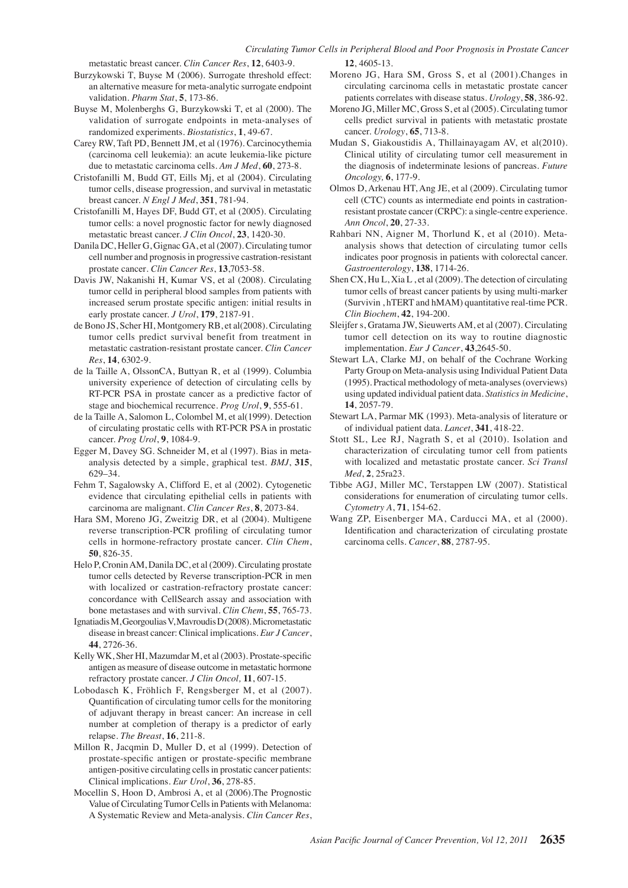metastatic breast cancer. *Clin Cancer Res*, **12**, 6403-9.

Burzykowski T, Buyse M (2006). Surrogate threshold effect: an alternative measure for meta-analytic surrogate endpoint validation. *Pharm Stat*, **5**, 173-86.

Buyse M, Molenberghs G, Burzykowski T, et al (2000). The validation of surrogate endpoints in meta-analyses of randomized experiments. *Biostatistics*, **1**, 49-67.

Carey RW, Taft PD, Bennett JM, et al (1976). Carcinocythemia (carcinoma cell leukemia): an acute leukemia-like picture due to metastatic carcinoma cells. *Am J Med*, **60**, 273-8.

Cristofanilli M, Budd GT, Eills Mj, et al (2004). Circulating tumor cells, disease progression, and survival in metastatic breast cancer. *N Engl J Med*, **351**, 781-94.

Cristofanilli M, Hayes DF, Budd GT, et al (2005). Circulating tumor cells: a novel prognostic factor for newly diagnosed metastatic breast cancer. *J Clin Oncol*, **23**, 1420-30.

Danila DC, Heller G, Gignac GA, et al (2007). Circulating tumor cell number and prognosis in progressive castration-resistant prostate cancer. *Clin Cancer Res*, **13**,7053-58.

Davis JW, Nakanishi H, Kumar VS, et al (2008). Circulating tumor celld in peripheral blood samples from patients with increased serum prostate specific antigen: initial results in early prostate cancer. *J Urol*, **179**, 2187-91.

de Bono JS, Scher HI, Montgomery RB, et al(2008). Circulating tumor cells predict survival benefit from treatment in metastatic castration-resistant prostate cancer. *Clin Cancer Res*, **14**, 6302-9.

de la Taille A, OlssonCA, Buttyan R, et al (1999). Columbia university experience of detection of circulating cells by RT-PCR PSA in prostate cancer as a predictive factor of stage and biochemical recurrence. *Prog Urol*, **9**, 555-61.

de la Taille A, Salomon L, Colombel M, et al(1999). Detection of circulating prostatic cells with RT-PCR PSA in prostatic cancer. *Prog Urol*, **9**, 1084-9.

Egger M, Davey SG. Schneider M, et al (1997). Bias in meta-analysis detected by a simple, graphical test. *BMJ*, **315**, 629–34.

Fehm T, Sagalowsky A, Clifford E, et al (2002). Cytogenetic evidence that circulating epithelial cells in patients with carcinoma are malignant. *Clin Cancer Res*, **8**, 2073-84.

Hara SM, Moreno JG, Zweitzig DR, et al (2004). Multigene reverse transcription-PCR profiling of circulating tumor cells in hormone-refractory prostate cancer. *Clin Chem*, **50**, 826-35.

Helo P, Cronin AM, Danila DC, et al (2009). Circulating prostate tumor cells detected by Reverse transcription-PCR in men with localized or castration-refractory prostate cancer: concordance with CellSearch assay and association with bone metastases and with survival. *Clin Chem*, **55**, 765-73.

Ignatiadis M, Georgoulias V, Mavroudis D (2008). Micrometastatic disease in breast cancer: Clinical implications. *Eur J Cancer*, **44**, 2726-36.

Kelly WK, Sher HI, Mazumdar M, et al (2003). Prostate-specific antigen as measure of disease outcome in metastatic hormone refractory prostate cancer. *J Clin Oncol,* **11**, 607-15.

Lobodasch K, Fröhlich F, Rengsberger M, et al (2007). Quantification of circulating tumor cells for the monitoring of adjuvant therapy in breast cancer: An increase in cell number at completion of therapy is a predictor of early relapse. *The Breast*, **16**, 211-8.

Millon R, Jacqmin D, Muller D, et al (1999). Detection of prostate-specific antigen or prostate-specific membrane antigen-positive circulating cells in prostatic cancer patients: Clinical implications. *Eur Urol*, **36**, 278-85.

Mocellin S, Hoon D, Ambrosi A, et al (2006).The Prognostic Value of Circulating Tumor Cells in Patients with Melanoma: A Systematic Review and Meta-analysis. *Clin Cancer Res*, **12**, 4605-13.

Moreno JG, Hara SM, Gross S, et al (2001).Changes in circulating carcinoma cells in metastatic prostate cancer patients correlates with disease status. *Urology*, **58**, 386-92.

Moreno JG, Miller MC, Gross S, et al (2005). Circulating tumor cells predict survival in patients with metastatic prostate cancer. *Urology*, **65**, 713-8.

Mudan S, Giakoustidis A, Thillainayagam AV, et al(2010). Clinical utility of circulating tumor cell measurement in the diagnosis of indeterminate lesions of pancreas. *Future Oncology,* **6**, 177-9.

Olmos D, Arkenau HT, Ang JE, et al (2009). Circulating tumor cell (CTC) counts as intermediate end points in castration-resistant prostate cancer (CRPC): a single-centre experience. *Ann Oncol*, **20**, 27-33.

Rahbari NN, Aigner M, Thorlund K, et al (2010). Meta-analysis shows that detection of circulating tumor cells indicates poor prognosis in patients with colorectal cancer. *Gastroenterology*, **138**, 1714-26.

Shen CX, Hu L, Xia L , et al (2009). The detection of circulating tumor cells of breast cancer patients by using multi-marker (Survivin , hTERT and hMAM) quantitative real-time PCR. *Clin Biochem*, **42**, 194-200.

Sleijfer s, Gratama JW, Sieuwerts AM, et al (2007). Circulating tumor cell detection on its way to routine diagnostic implementation. *Eur J Cancer*, **43**,2645-50.

Stewart LA, Clarke MJ, on behalf of the Cochrane Working Party Group on Meta-analysis using Individual Patient Data (1995). Practical methodology of meta-analyses (overviews) using updated individual patient data. *Statistics in Medicine*, **14**, 2057-79.

Stewart LA, Parmar MK (1993). Meta-analysis of literature or of individual patient data. *Lancet*, **341**, 418-22.

Stott SL, Lee RJ, Nagrath S, et al (2010). Isolation and characterization of circulating tumor cell from patients with localized and metastatic prostate cancer. *Sci Transl Med*, **2**, 25ra23.

Tibbe AGJ, Miller MC, Terstappen LW (2007). Statistical considerations for enumeration of circulating tumor cells. *Cytometry A*, **71**, 154-62.

Wang ZP, Eisenberger MA, Carducci MA, et al (2000). Identification and characterization of circulating prostate carcinoma cells. *Cancer*, **88**, 2787-95.